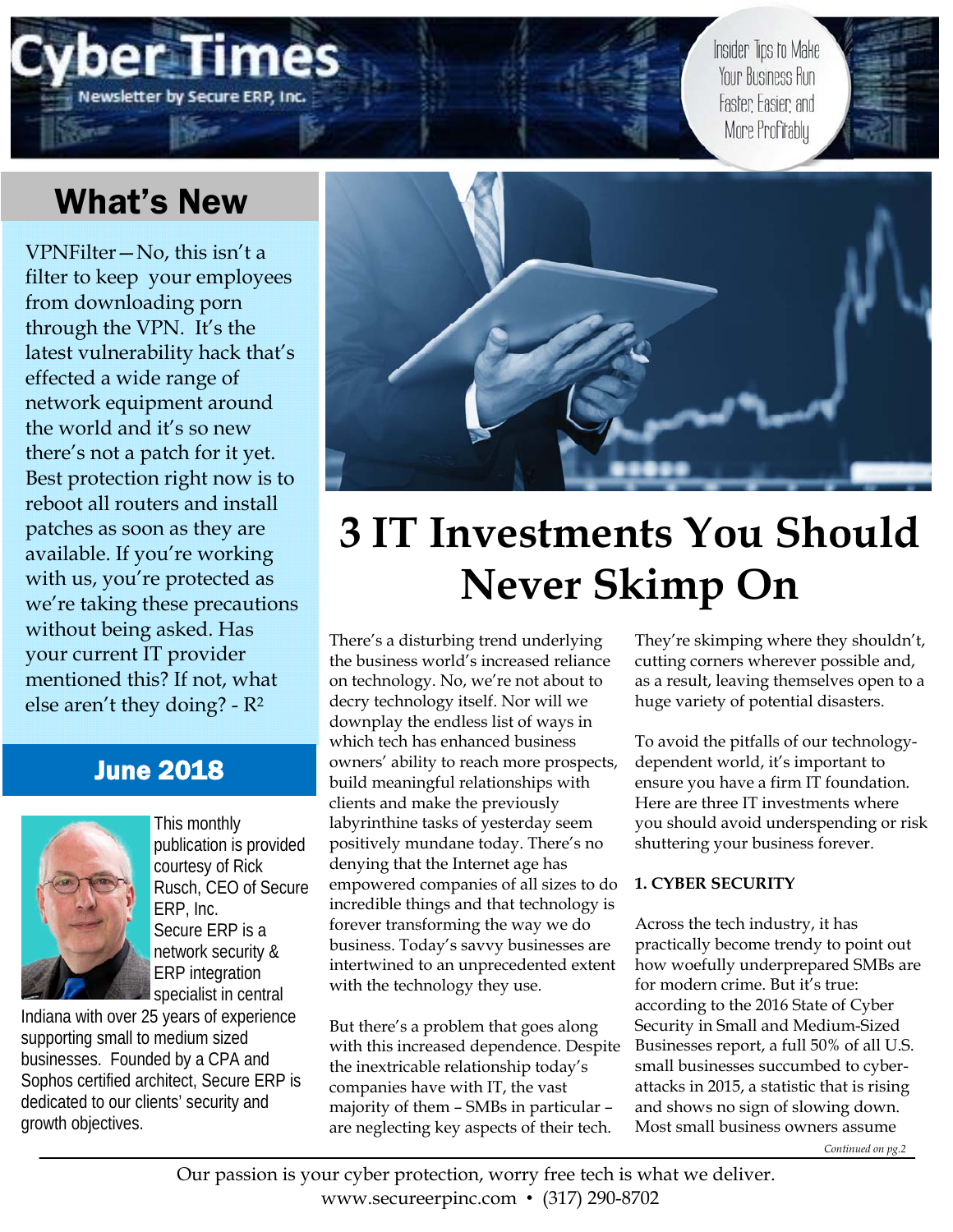# Cyber Times

Newsletter by Secure ERP, Inc.

Insider Tips to Make Your Business Run Faster, Easier, and More Profitably

## What's New

VPNFilter—No, this isn't a filter to keep your employees from downloading porn through the VPN. It's the latest vulnerability hack that's effected a wide range of network equipment around the world and it's so new there's not a patch for it yet. Best protection right now is to reboot all routers and install patches as soon as they are available. If you're working with us, you're protected as we're taking these precautions without being asked. Has your current IT provider mentioned this? If not, what else aren't they doing? - $R^2$

## June 2018

This monthly publication is provided courtesy of Rick Rusch, CEO of Secure ERP, Inc.

Secure ERP is a network security & ERP integration specialist in central Indiana with over 25 years of experience supporting small to medium sized businesses. Founded by a CPA and Sophos certified architect, Secure ERP is dedicated to our clients' security and growth objectives.

# 3 IT Investments You Should Never Skimp On

There's a disturbing trend underlying the business world's increased reliance on technology. No, we're not about to decry technology itself. Nor will we downplay the endless list of ways in which tech has enhanced business owners' ability to reach more prospects, build meaningful relationships with clients and make the previously labyrinthine tasks of yesterday seem positively mundane today. There's no denying that the Internet age has empowered companies of all sizes to do incredible things and that technology is forever transforming the way we do business. Today's savvy businesses are intertwined to an unprecedented extent with the technology they use.

But there's a problem that goes along with this increased dependence. Despite the inextricable relationship today's companies have with IT, the vast majority of them – SMBs in particular – are neglecting key aspects of their tech. They're skimping where they shouldn't, cutting corners wherever possible and, as a result, leaving themselves open to a huge variety of potential disasters.

To avoid the pitfalls of our technology-dependent world, it's important to ensure you have a firm IT foundation. Here are three IT investments where you should avoid underspending or risk shuttering your business forever.

**1. CYBER SECURITY**

Across the tech industry, it has practically become trendy to point out how woefully underprepared SMBs are for modern crime. But it's true: according to the 2016 State of Cyber Security in Small and Medium-Sized Businesses report, a full 50% of all U.S. small businesses succumbed to cyber-attacks in 2015, a statistic that is rising and shows no sign of slowing down. Most small business owners assume

*Continued on pg.2*

Our passion is your cyber protection, worry free tech is what we deliver.
www.secureerpinc.com • (317) 290-8702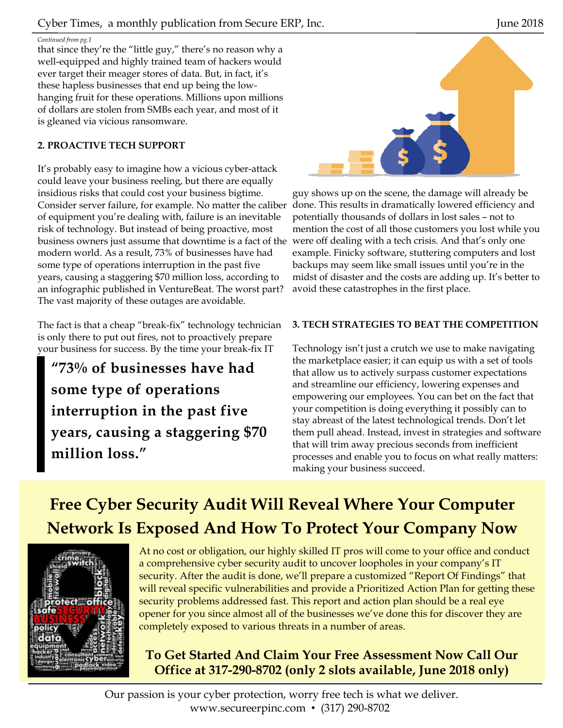*Continued from pg.1*

that since they're the "little guy," there's no reason why a well-equipped and highly trained team of hackers would ever target their meager stores of data. But, in fact, it's these hapless businesses that end up being the low-hanging fruit for these operations. Millions upon millions of dollars are stolen from SMBs each year, and most of it is gleaned via vicious ransomware.

### 2. PROACTIVE TECH SUPPORT

It's probably easy to imagine how a vicious cyber-attack could leave your business reeling, but there are equally insidious risks that could cost your business bigtime. Consider server failure, for example. No matter the caliber of equipment you're dealing with, failure is an inevitable risk of technology. But instead of being proactive, most business owners just assume that downtime is a fact of the modern world. As a result, 73% of businesses have had some type of operations interruption in the past five years, causing a staggering $70 million loss, according to an infographic published in VentureBeat. The worst part? The vast majority of these outages are avoidable.

The fact is that a cheap "break-fix" technology technician is only there to put out fires, not to proactively prepare your business for success. By the time your break-fix IT guy shows up on the scene, the damage will already be done. This results in dramatically lowered efficiency and potentially thousands of dollars in lost sales – not to mention the cost of all those customers you lost while you were off dealing with a tech crisis. And that's only one example. Finicky software, stuttering computers and lost backups may seem like small issues until you're in the midst of disaster and the costs are adding up. It's better to avoid these catastrophes in the first place.

> **"73% of businesses have had some type of operations interruption in the past five years, causing a staggering $70 million loss."**

### 3. TECH STRATEGIES TO BEAT THE COMPETITION

Technology isn't just a crutch we use to make navigating the marketplace easier; it can equip us with a set of tools that allow us to actively surpass customer expectations and streamline our efficiency, lowering expenses and empowering our employees. You can bet on the fact that your competition is doing everything it possibly can to stay abreast of the latest technological trends. Don't let them pull ahead. Instead, invest in strategies and software that will trim away precious seconds from inefficient processes and enable you to focus on what really matters: making your business succeed.

## Free Cyber Security Audit Will Reveal Where Your Computer Network Is Exposed And How To Protect Your Company Now

At no cost or obligation, our highly skilled IT pros will come to your office and conduct a comprehensive cyber security audit to uncover loopholes in your company's IT security. After the audit is done, we'll prepare a customized "Report Of Findings" that will reveal specific vulnerabilities and provide a Prioritized Action Plan for getting these security problems addressed fast. This report and action plan should be a real eye opener for you since almost all of the businesses we've done this for discover they are completely exposed to various threats in a number of areas.

**To Get Started And Claim Your Free Assessment Now Call Our Office at 317-290-8702 (only 2 slots available, June 2018 only)**

Our passion is your cyber protection, worry free tech is what we deliver.
www.secureerpinc.com • (317) 290-8702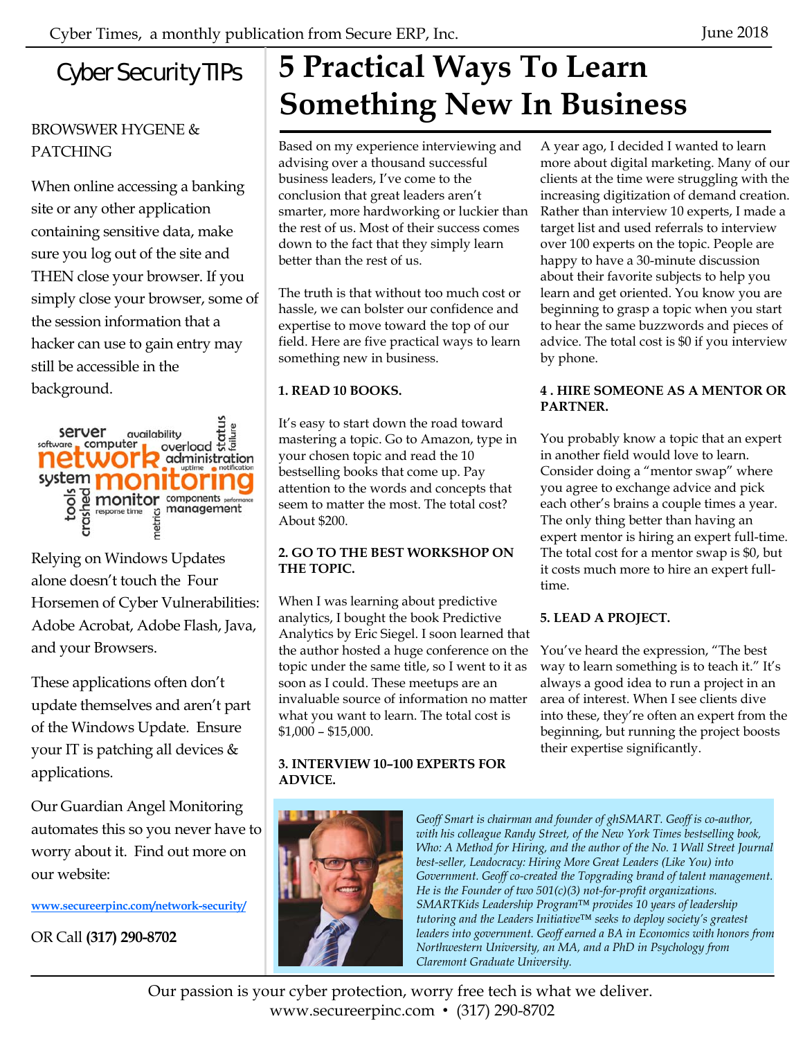## Cyber Security TIPs

BROWSWER HYGENE & PATCHING

When online accessing a banking site or any other application containing sensitive data, make sure you log out of the site and THEN close your browser. If you simply close your browser, some of the session information that a hacker can use to gain entry may still be accessible in the background.

Relying on Windows Updates alone doesn't touch the Four Horsemen of Cyber Vulnerabilities: Adobe Acrobat, Adobe Flash, Java, and your Browsers.

These applications often don't update themselves and aren't part of the Windows Update. Ensure your IT is patching all devices & applications.

Our Guardian Angel Monitoring automates this so you never have to worry about it. Find out more on our website:

www.secureerpinc.com/network-security/

OR Call **(317) 290-8702**

# 5 Practical Ways To Learn Something New In Business

Based on my experience interviewing and advising over a thousand successful business leaders, I've come to the conclusion that great leaders aren't smarter, more hardworking or luckier than the rest of us. Most of their success comes down to the fact that they simply learn better than the rest of us.

The truth is that without too much cost or hassle, we can bolster our confidence and expertise to move toward the top of our field. Here are five practical ways to learn something new in business.

**1. READ 10 BOOKS.**

It's easy to start down the road toward mastering a topic. Go to Amazon, type in your chosen topic and read the 10 bestselling books that come up. Pay attention to the words and concepts that seem to matter the most. The total cost? About $200.

**2. GO TO THE BEST WORKSHOP ON THE TOPIC.**

When I was learning about predictive analytics, I bought the book Predictive Analytics by Eric Siegel. I soon learned that the author hosted a huge conference on the topic under the same title, so I went to it as soon as I could. These meetups are an invaluable source of information no matter what you want to learn. The total cost is $1,000 – $15,000.

**3. INTERVIEW 10–100 EXPERTS FOR ADVICE.**

A year ago, I decided I wanted to learn more about digital marketing. Many of our clients at the time were struggling with the increasing digitization of demand creation. Rather than interview 10 experts, I made a target list and used referrals to interview over 100 experts on the topic. People are happy to have a 30-minute discussion about their favorite subjects to help you learn and get oriented. You know you are beginning to grasp a topic when you start to hear the same buzzwords and pieces of advice. The total cost is $0 if you interview by phone.

**4 . HIRE SOMEONE AS A MENTOR OR PARTNER.**

You probably know a topic that an expert in another field would love to learn. Consider doing a "mentor swap" where you agree to exchange advice and pick each other's brains a couple times a year. The only thing better than having an expert mentor is hiring an expert full-time. The total cost for a mentor swap is $0, but it costs much more to hire an expert full-time.

**5. LEAD A PROJECT.**

You've heard the expression, "The best way to learn something is to teach it." It's always a good idea to run a project in an area of interest. When I see clients dive into these, they're often an expert from the beginning, but running the project boosts their expertise significantly.

*Geoff Smart is chairman and founder of ghSMART. Geoff is co-author, with his colleague Randy Street, of the New York Times bestselling book, Who: A Method for Hiring, and the author of the No. 1 Wall Street Journal best-seller, Leadocracy: Hiring More Great Leaders (Like You) into Government. Geoff co-created the Topgrading brand of talent management. He is the Founder of two 501(c)(3) not-for-profit organizations. SMARTKids Leadership Program™ provides 10 years of leadership tutoring and the Leaders Initiative™ seeks to deploy society's greatest leaders into government. Geoff earned a BA in Economics with honors from Northwestern University, an MA, and a PhD in Psychology from Claremont Graduate University.*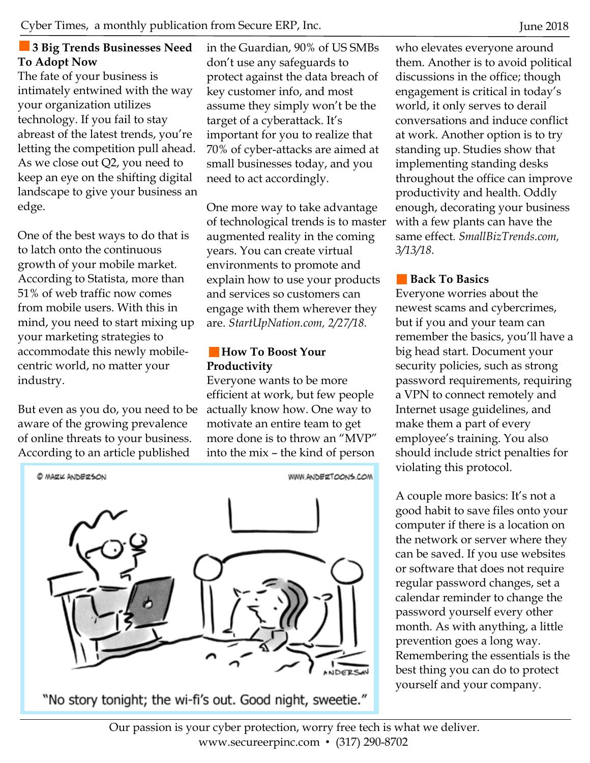## 3 Big Trends Businesses Need To Adopt Now

The fate of your business is intimately entwined with the way your organization utilizes technology. If you fail to stay abreast of the latest trends, you're letting the competition pull ahead. As we close out Q2, you need to keep an eye on the shifting digital landscape to give your business an edge.

One of the best ways to do that is to latch onto the continuous growth of your mobile market. According to Statista, more than 51% of web traffic now comes from mobile users. With this in mind, you need to start mixing up your marketing strategies to accommodate this newly mobile-centric world, no matter your industry.

But even as you do, you need to be aware of the growing prevalence of online threats to your business. According to an article published in the Guardian, 90% of US SMBs don't use any safeguards to protect against the data breach of key customer info, and most assume they simply won't be the target of a cyberattack. It's important for you to realize that 70% of cyber-attacks are aimed at small businesses today, and you need to act accordingly.

One more way to take advantage of technological trends is to master augmented reality in the coming years. You can create virtual environments to promote and explain how to use your products and services so customers can engage with them wherever they are. *StartUpNation.com, 2/27/18.*

## How To Boost Your Productivity

Everyone wants to be more efficient at work, but few people actually know how. One way to motivate an entire team to get more done is to throw an "MVP" into the mix – the kind of person who elevates everyone around them. Another is to avoid political discussions in the office; though engagement is critical in today's world, it only serves to derail conversations and induce conflict at work. Another option is to try standing up. Studies show that implementing standing desks throughout the office can improve productivity and health. Oddly enough, decorating your business with a few plants can have the same effect. *SmallBizTrends.com, 3/13/18.*

"No story tonight; the wi-fi's out. Good night, sweetie."

## Back To Basics

Everyone worries about the newest scams and cybercrimes, but if you and your team can remember the basics, you'll have a big head start. Document your security policies, such as strong password requirements, requiring a VPN to connect remotely and Internet usage guidelines, and make them a part of every employee's training. You also should include strict penalties for violating this protocol.

A couple more basics: It's not a good habit to save files onto your computer if there is a location on the network or server where they can be saved. If you use websites or software that does not require regular password changes, set a calendar reminder to change the password yourself every other month. As with anything, a little prevention goes a long way. Remembering the essentials is the best thing you can do to protect yourself and your company.

Our passion is your cyber protection, worry free tech is what we deliver.
www.secureerpinc.com • (317) 290-8702